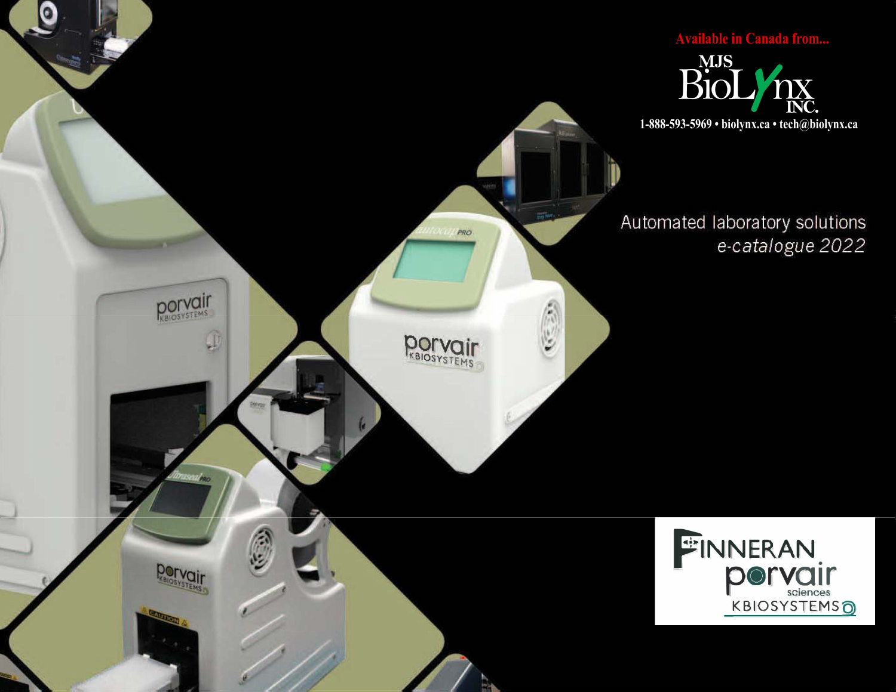Available in Canada from...

MJS BioLynx INC.

1-888-593-5969 • biolynx.ca • tech@biolynx.ca

# Automated laboratory solutions

*e-catalogue 2022*

FINNERAN porvair sciences KBIOSYSTEMS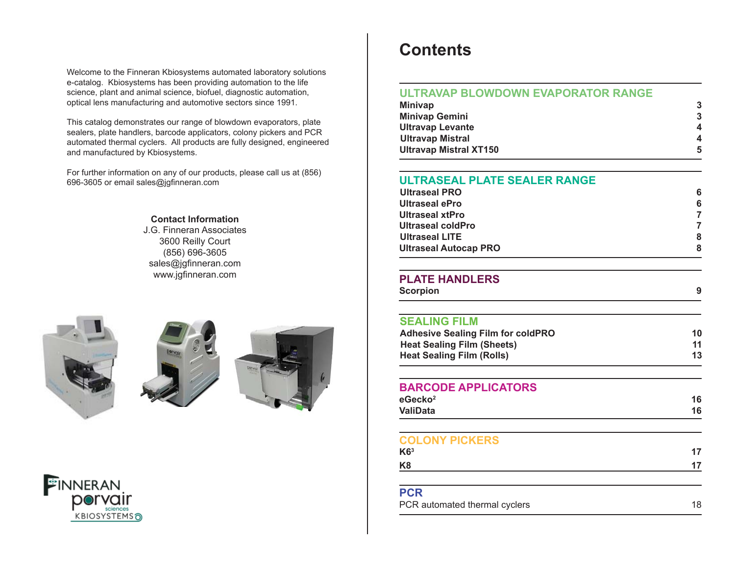Welcome to the Finneran Kbiosystems automated laboratory solutions e-catalog. Kbiosystems has been providing automation to the life science, plant and animal science, biofuel, diagnostic automation, optical lens manufacturing and automotive sectors since 1991.

This catalog demonstrates our range of blowdown evaporators, plate sealers, plate handlers, barcode applicators, colony pickers and PCR automated thermal cyclers. All products are fully designed, engineered and manufactured by Kbiosystems.

For further information on any of our products, please call us at (856) 696-3605 or email sales@jgfinneran.com

**Contact Information**
J.G. Finneran Associates
3600 Reilly Court
(856) 696-3605
sales@jgfinneran.com
www.jgfinneran.com

# Contents

## ULTRAVAP BLOWDOWN EVAPORATOR RANGE

| | |
|---|---|
| **Minivap** | **3** |
| **Minivap Gemini** | **3** |
| **Ultravap Levante** | **4** |
| **Ultravap Mistral** | **4** |
| **Ultravap Mistral XT150** | **5** |

## ULTRASEAL PLATE SEALER RANGE

| | |
|---|---|
| **Ultraseal PRO** | **6** |
| **Ultraseal ePro** | **6** |
| **Ultraseal xtPro** | **7** |
| **Ultraseal coldPro** | **7** |
| **Ultraseal LITE** | **8** |
| **Ultraseal Autocap PRO** | **8** |

## PLATE HANDLERS

| | |
|---|---|
| **Scorpion** | **9** |

## SEALING FILM

| | |
|---|---|
| **Adhesive Sealing Film for coldPRO** | **10** |
| **Heat Sealing Film (Sheets)** | **11** |
| **Heat Sealing Film (Rolls)** | **13** |

## BARCODE APPLICATORS

| | |
|---|---|
| **eGecko$^2$** | **16** |
| **ValiData** | **16** |

## COLONY PICKERS

| | |
|---|---|
| **K6$^3$** | **17** |
| **K8** | **17** |

## PCR

| | |
|---|---|
| PCR automated thermal cyclers | 18 |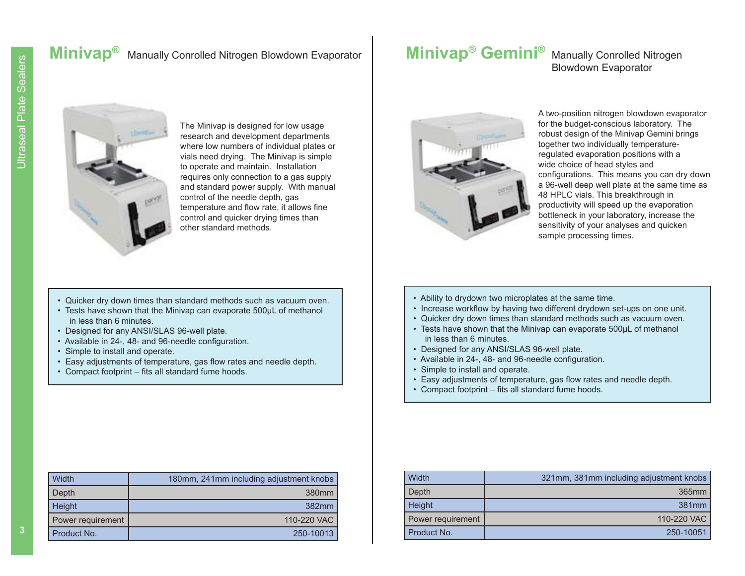## Minivap® Manually Conrolled Nitrogen Blowdown Evaporator

The Minivap is designed for low usage research and development departments where low numbers of individual plates or vials need drying. The Minivap is simple to operate and maintain. Installation requires only connection to a gas supply and standard power supply. With manual control of the needle depth, gas temperature and flow rate, it allows fine control and quicker drying times than other standard methods.

- Quicker dry down times than standard methods such as vacuum oven.
- Tests have shown that the Minivap can evaporate 500µL of methanol in less than 6 minutes.
- Designed for any ANSI/SLAS 96-well plate.
- Available in 24-, 48- and 96-needle configuration.
- Simple to install and operate.
- Easy adjustments of temperature, gas flow rates and needle depth.
- Compact footprint – fits all standard fume hoods.

| | |
|---|---|
| Width | 180mm, 241mm including adjustment knobs |
| Depth | 380mm |
| Height | 382mm |
| Power requirement | 110-220 VAC |
| Product No. | 250-10013 |

## Minivap® Gemini® Manually Conrolled Nitrogen Blowdown Evaporator

A two-position nitrogen blowdown evaporator for the budget-conscious laboratory. The robust design of the Minivap Gemini brings together two individually temperature-regulated evaporation positions with a wide choice of head styles and configurations. This means you can dry down a 96-well deep well plate at the same time as 48 HPLC vials. This breakthrough in productivity will speed up the evaporation bottleneck in your laboratory, increase the sensitivity of your analyses and quicken sample processing times.

- Ability to drydown two microplates at the same time.
- Increase workflow by having two different drydown set-ups on one unit.
- Quicker dry down times than standard methods such as vacuum oven.
- Tests have shown that the Minivap can evaporate 500µL of methanol in less than 6 minutes.
- Designed for any ANSI/SLAS 96-well plate.
- Available in 24-, 48- and 96-needle configuration.
- Simple to install and operate.
- Easy adjustments of temperature, gas flow rates and needle depth.
- Compact footprint – fits all standard fume hoods.

| | |
|---|---|
| Width | 321mm, 381mm including adjustment knobs |
| Depth | 365mm |
| Height | 381mm |
| Power requirement | 110-220 VAC |
| Product No. | 250-10051 |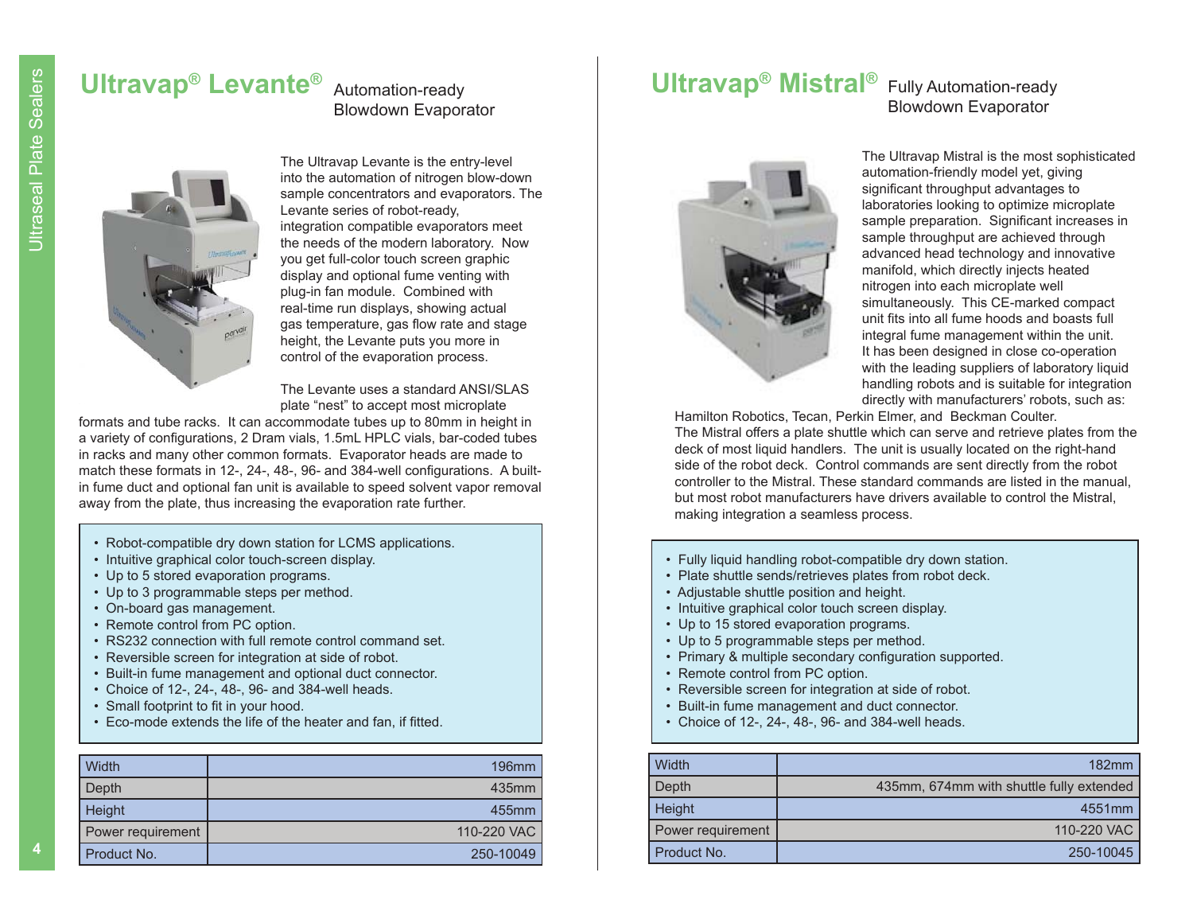# Ultravap® Levante®

Automation-ready Blowdown Evaporator

The Ultravap Levante is the entry-level into the automation of nitrogen blow-down sample concentrators and evaporators. The Levante series of robot-ready, integration compatible evaporators meet the needs of the modern laboratory. Now you get full-color touch screen graphic display and optional fume venting with plug-in fan module. Combined with real-time run displays, showing actual gas temperature, gas flow rate and stage height, the Levante puts you more in control of the evaporation process.

The Levante uses a standard ANSI/SLAS plate "nest" to accept most microplate formats and tube racks. It can accommodate tubes up to 80mm in height in a variety of configurations, 2 Dram vials, 1.5mL HPLC vials, bar-coded tubes in racks and many other common formats. Evaporator heads are made to match these formats in 12-, 24-, 48-, 96- and 384-well configurations. A built-in fume duct and optional fan unit is available to speed solvent vapor removal away from the plate, thus increasing the evaporation rate further.

- Robot-compatible dry down station for LCMS applications.
- Intuitive graphical color touch-screen display.
- Up to 5 stored evaporation programs.
- Up to 3 programmable steps per method.
- On-board gas management.
- Remote control from PC option.
- RS232 connection with full remote control command set.
- Reversible screen for integration at side of robot.
- Built-in fume management and optional duct connector.
- Choice of 12-, 24-, 48-, 96- and 384-well heads.
- Small footprint to fit in your hood.
- Eco-mode extends the life of the heater and fan, if fitted.

| | |
|---|---|
| Width | 196mm |
| Depth | 435mm |
| Height | 455mm |
| Power requirement | 110-220 VAC |
| Product No. | 250-10049 |

# Ultravap® Mistral®

Fully Automation-ready Blowdown Evaporator

The Ultravap Mistral is the most sophisticated automation-friendly model yet, giving significant throughput advantages to laboratories looking to optimize microplate sample preparation. Significant increases in sample throughput are achieved through advanced head technology and innovative manifold, which directly injects heated nitrogen into each microplate well simultaneously. This CE-marked compact unit fits into all fume hoods and boasts full integral fume management within the unit. It has been designed in close co-operation with the leading suppliers of laboratory liquid handling robots and is suitable for integration directly with manufacturers' robots, such as: Hamilton Robotics, Tecan, Perkin Elmer, and Beckman Coulter.

The Mistral offers a plate shuttle which can serve and retrieve plates from the deck of most liquid handlers. The unit is usually located on the right-hand side of the robot deck. Control commands are sent directly from the robot controller to the Mistral. These standard commands are listed in the manual, but most robot manufacturers have drivers available to control the Mistral, making integration a seamless process.

- Fully liquid handling robot-compatible dry down station.
- Plate shuttle sends/retrieves plates from robot deck.
- Adjustable shuttle position and height.
- Intuitive graphical color touch screen display.
- Up to 15 stored evaporation programs.
- Up to 5 programmable steps per method.
- Primary & multiple secondary configuration supported.
- Remote control from PC option.
- Reversible screen for integration at side of robot.
- Built-in fume management and duct connector.
- Choice of 12-, 24-, 48-, 96- and 384-well heads.

| | |
|---|---|
| Width | 182mm |
| Depth | 435mm, 674mm with shuttle fully extended |
| Height | 4551mm |
| Power requirement | 110-220 VAC |
| Product No. | 250-10045 |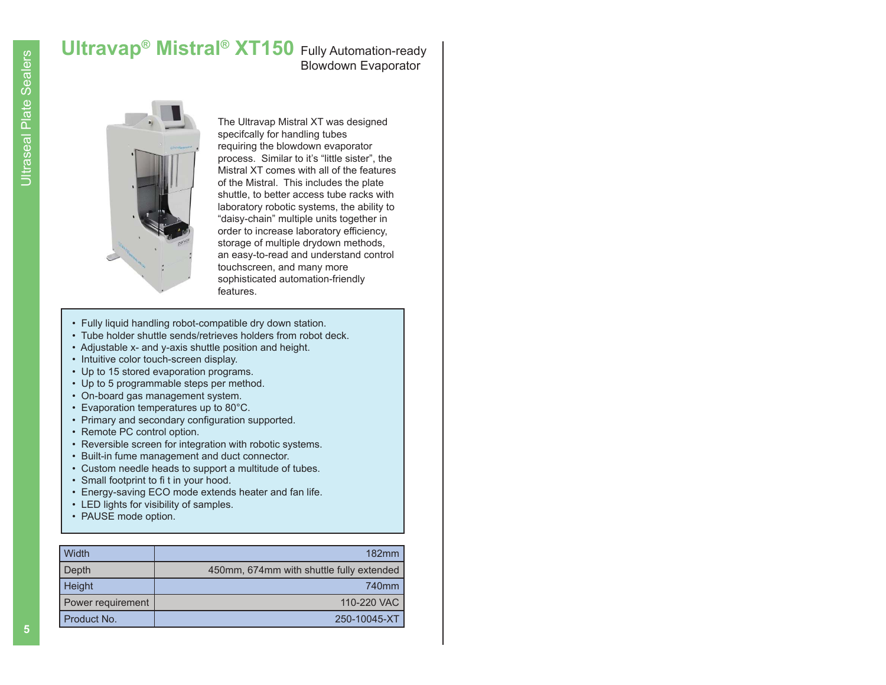# Ultravap® Mistral® XT150 Fully Automation-ready Blowdown Evaporator

The Ultravap Mistral XT was designed specifcally for handling tubes requiring the blowdown evaporator process. Similar to it's "little sister", the Mistral XT comes with all of the features of the Mistral. This includes the plate shuttle, to better access tube racks with laboratory robotic systems, the ability to "daisy-chain" multiple units together in order to increase laboratory efficiency, storage of multiple drydown methods, an easy-to-read and understand control touchscreen, and many more sophisticated automation-friendly features.

- Fully liquid handling robot-compatible dry down station.
- Tube holder shuttle sends/retrieves holders from robot deck.
- Adjustable x- and y-axis shuttle position and height.
- Intuitive color touch-screen display.
- Up to 15 stored evaporation programs.
- Up to 5 programmable steps per method.
- On-board gas management system.
- Evaporation temperatures up to 80°C.
- Primary and secondary configuration supported.
- Remote PC control option.
- Reversible screen for integration with robotic systems.
- Built-in fume management and duct connector.
- Custom needle heads to support a multitude of tubes.
- Small footprint to fi t in your hood.
- Energy-saving ECO mode extends heater and fan life.
- LED lights for visibility of samples.
- PAUSE mode option.

| | |
|---|---|
| Width | 182mm |
| Depth | 450mm, 674mm with shuttle fully extended |
| Height | 740mm |
| Power requirement | 110-220 VAC |
| Product No. | 250-10045-XT |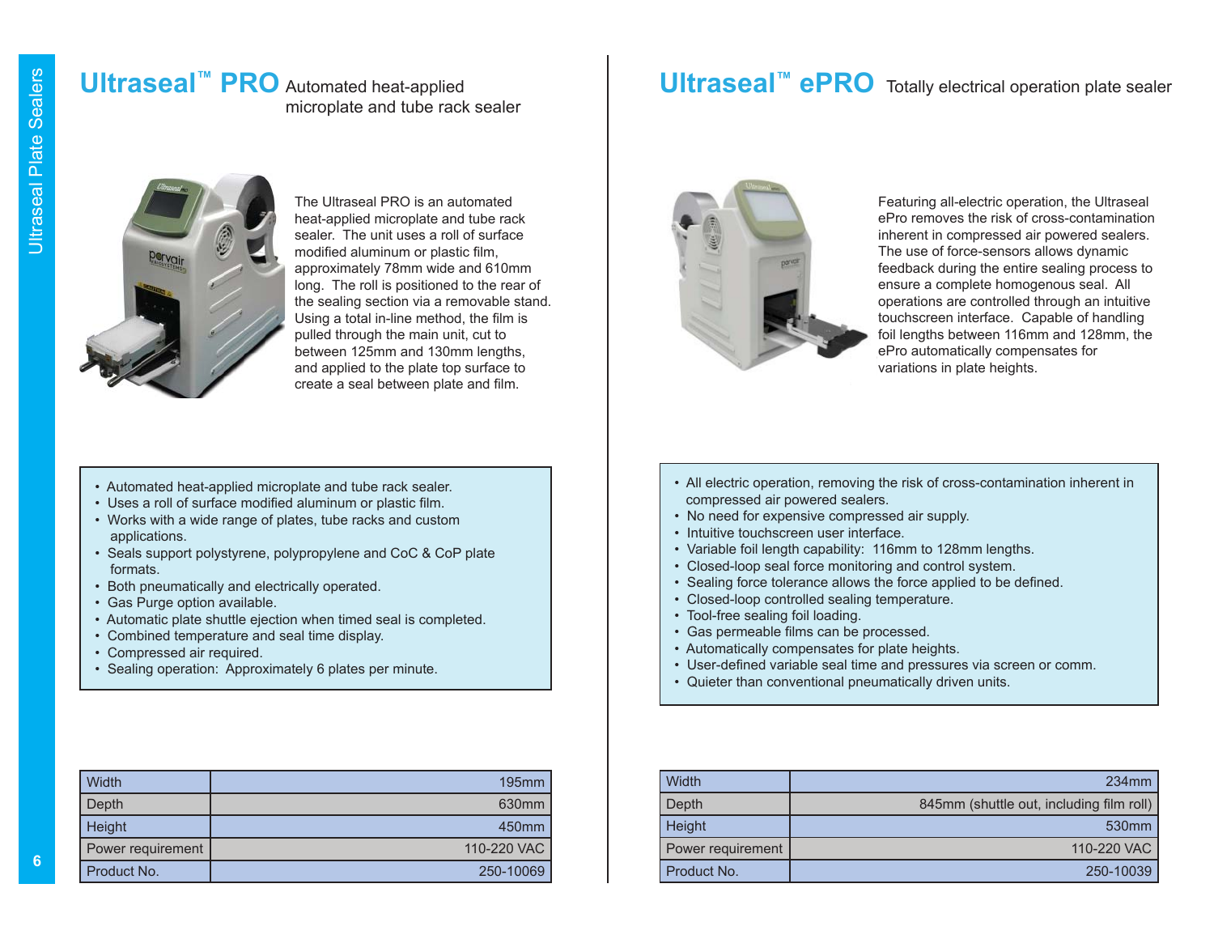# Ultraseal™ PRO Automated heat-applied microplate and tube rack sealer

The Ultraseal PRO is an automated heat-applied microplate and tube rack sealer. The unit uses a roll of surface modified aluminum or plastic film, approximately 78mm wide and 610mm long. The roll is positioned to the rear of the sealing section via a removable stand. Using a total in-line method, the film is pulled through the main unit, cut to between 125mm and 130mm lengths, and applied to the plate top surface to create a seal between plate and film.

- Automated heat-applied microplate and tube rack sealer.
- Uses a roll of surface modified aluminum or plastic film.
- Works with a wide range of plates, tube racks and custom applications.
- Seals support polystyrene, polypropylene and CoC & CoP plate formats.
- Both pneumatically and electrically operated.
- Gas Purge option available.
- Automatic plate shuttle ejection when timed seal is completed.
- Combined temperature and seal time display.
- Compressed air required.
- Sealing operation: Approximately 6 plates per minute.

| Width | 195mm |
|---|---|
| Depth | 630mm |
| Height | 450mm |
| Power requirement | 110-220 VAC |
| Product No. | 250-10069 |

# Ultraseal™ ePRO Totally electrical operation plate sealer

Featuring all-electric operation, the Ultraseal ePro removes the risk of cross-contamination inherent in compressed air powered sealers. The use of force-sensors allows dynamic feedback during the entire sealing process to ensure a complete homogenous seal. All operations are controlled through an intuitive touchscreen interface. Capable of handling foil lengths between 116mm and 128mm, the ePro automatically compensates for variations in plate heights.

- All electric operation, removing the risk of cross-contamination inherent in compressed air powered sealers.
- No need for expensive compressed air supply.
- Intuitive touchscreen user interface.
- Variable foil length capability: 116mm to 128mm lengths.
- Closed-loop seal force monitoring and control system.
- Sealing force tolerance allows the force applied to be defined.
- Closed-loop controlled sealing temperature.
- Tool-free sealing foil loading.
- Gas permeable films can be processed.
- Automatically compensates for plate heights.
- User-defined variable seal time and pressures via screen or comm.
- Quieter than conventional pneumatically driven units.

| Width | 234mm |
|---|---|
| Depth | 845mm (shuttle out, including film roll) |
| Height | 530mm |
| Power requirement | 110-220 VAC |
| Product No. | 250-10039 |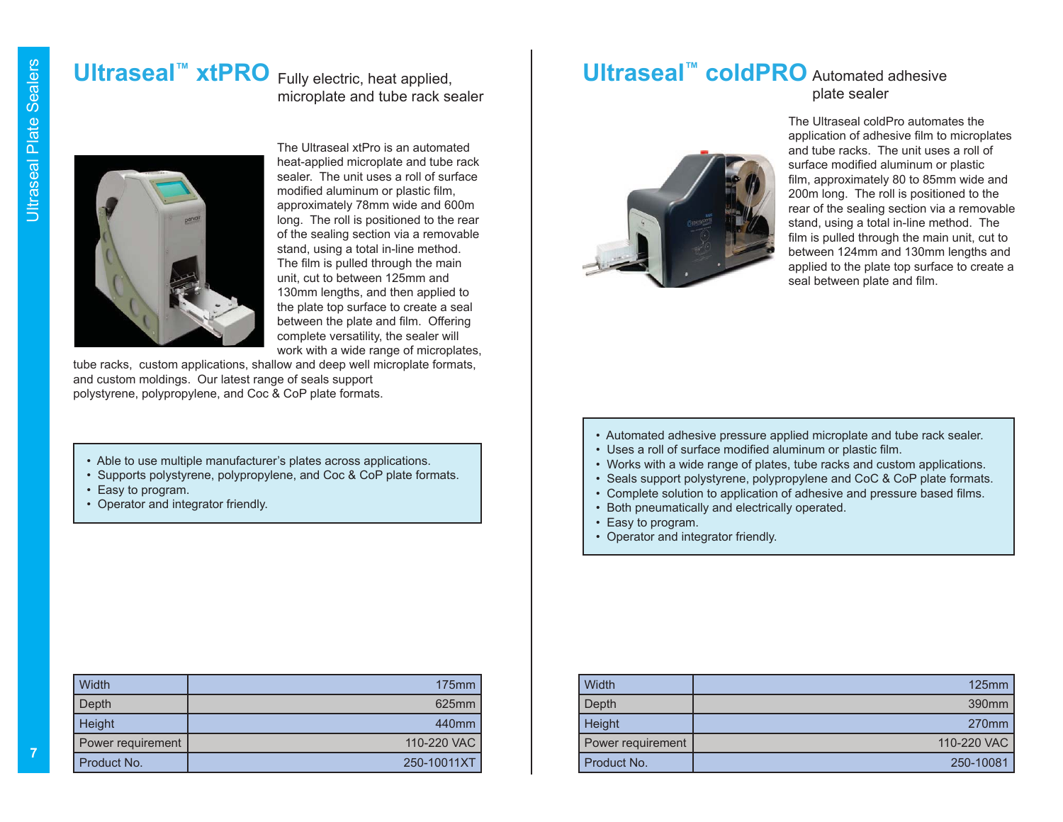# Ultraseal™ xtPRO Fully electric, heat applied, microplate and tube rack sealer

The Ultraseal xtPro is an automated heat-applied microplate and tube rack sealer. The unit uses a roll of surface modified aluminum or plastic film, approximately 78mm wide and 600m long. The roll is positioned to the rear of the sealing section via a removable stand, using a total in-line method. The film is pulled through the main unit, cut to between 125mm and 130mm lengths, and then applied to the plate top surface to create a seal between the plate and film. Offering complete versatility, the sealer will work with a wide range of microplates, tube racks, custom applications, shallow and deep well microplate formats, and custom moldings. Our latest range of seals support polystyrene, polypropylene, and Coc & CoP plate formats.

- Able to use multiple manufacturer's plates across applications.
- Supports polystyrene, polypropylene, and Coc & CoP plate formats.
- Easy to program.
- Operator and integrator friendly.

| Width | 175mm |
|---|---|
| Depth | 625mm |
| Height | 440mm |
| Power requirement | 110-220 VAC |
| Product No. | 250-10011XT |

# Ultraseal™ coldPRO Automated adhesive plate sealer

The Ultraseal coldPro automates the application of adhesive film to microplates and tube racks. The unit uses a roll of surface modified aluminum or plastic film, approximately 80 to 85mm wide and 200m long. The roll is positioned to the rear of the sealing section via a removable stand, using a total in-line method. The film is pulled through the main unit, cut to between 124mm and 130mm lengths and applied to the plate top surface to create a seal between plate and film.

- Automated adhesive pressure applied microplate and tube rack sealer.
- Uses a roll of surface modified aluminum or plastic film.
- Works with a wide range of plates, tube racks and custom applications.
- Seals support polystyrene, polypropylene and CoC & CoP plate formats.
- Complete solution to application of adhesive and pressure based films.
- Both pneumatically and electrically operated.
- Easy to program.
- Operator and integrator friendly.

| Width | 125mm |
|---|---|
| Depth | 390mm |
| Height | 270mm |
| Power requirement | 110-220 VAC |
| Product No. | 250-10081 |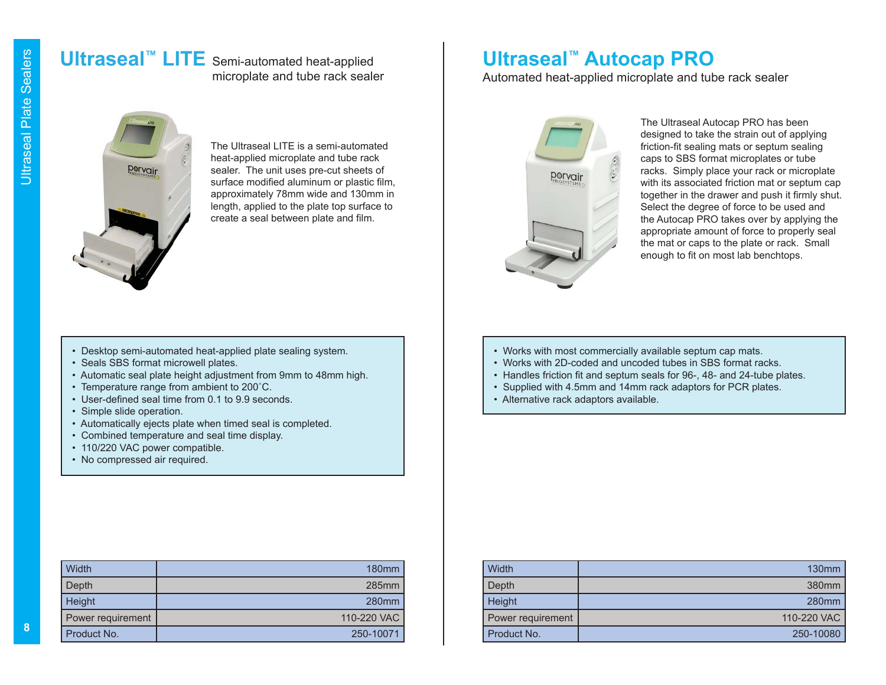# Ultraseal™ LITE

Semi-automated heat-applied microplate and tube rack sealer

The Ultraseal LITE is a semi-automated heat-applied microplate and tube rack sealer. The unit uses pre-cut sheets of surface modified aluminum or plastic film, approximately 78mm wide and 130mm in length, applied to the plate top surface to create a seal between plate and film.

- Desktop semi-automated heat-applied plate sealing system.
- Seals SBS format microwell plates.
- Automatic seal plate height adjustment from 9mm to 48mm high.
- Temperature range from ambient to 200˚C.
- User-defined seal time from 0.1 to 9.9 seconds.
- Simple slide operation.
- Automatically ejects plate when timed seal is completed.
- Combined temperature and seal time display.
- 110/220 VAC power compatible.
- No compressed air required.

| | |
|---|---|
| Width | 180mm |
| Depth | 285mm |
| Height | 280mm |
| Power requirement | 110-220 VAC |
| Product No. | 250-10071 |

# Ultraseal™ Autocap PRO

Automated heat-applied microplate and tube rack sealer

The Ultraseal Autocap PRO has been designed to take the strain out of applying friction-fit sealing mats or septum sealing caps to SBS format microplates or tube racks. Simply place your rack or microplate with its associated friction mat or septum cap together in the drawer and push it firmly shut. Select the degree of force to be used and the Autocap PRO takes over by applying the appropriate amount of force to properly seal the mat or caps to the plate or rack. Small enough to fit on most lab benchtops.

- Works with most commercially available septum cap mats.
- Works with 2D-coded and uncoded tubes in SBS format racks.
- Handles friction fit and septum seals for 96-, 48- and 24-tube plates.
- Supplied with 4.5mm and 14mm rack adaptors for PCR plates.
- Alternative rack adaptors available.

| | |
|---|---|
| Width | 130mm |
| Depth | 380mm |
| Height | 280mm |
| Power requirement | 110-220 VAC |
| Product No. | 250-10080 |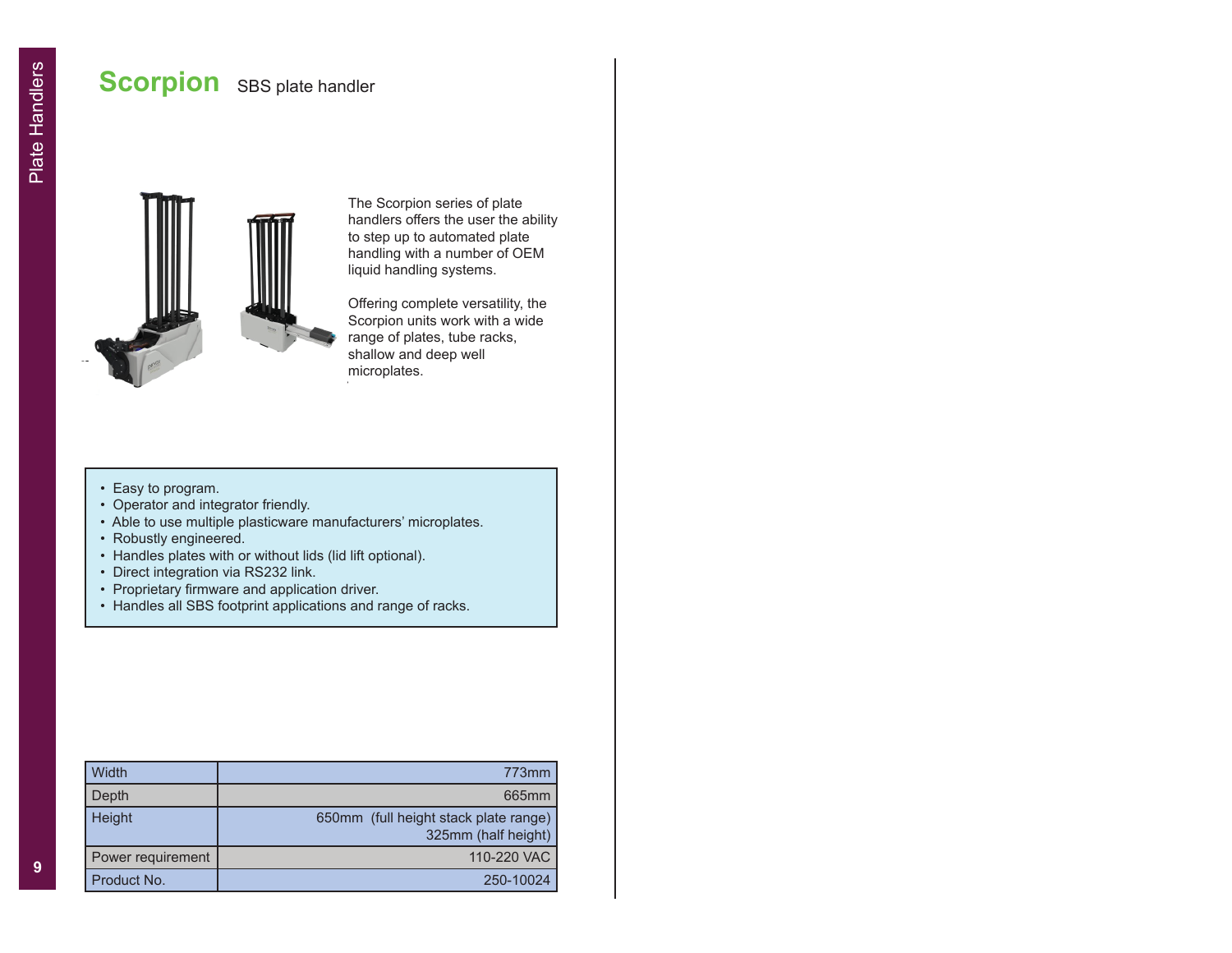# Scorpion SBS plate handler

The Scorpion series of plate handlers offers the user the ability to step up to automated plate handling with a number of OEM liquid handling systems.

Offering complete versatility, the Scorpion units work with a wide range of plates, tube racks, shallow and deep well microplates.

- Easy to program.
- Operator and integrator friendly.
- Able to use multiple plasticware manufacturers' microplates.
- Robustly engineered.
- Handles plates with or without lids (lid lift optional).
- Direct integration via RS232 link.
- Proprietary firmware and application driver.
- Handles all SBS footprint applications and range of racks.

| | |
|---|---|
| Width | 773mm |
| Depth | 665mm |
| Height | 650mm (full height stack plate range)<br>325mm (half height) |
| Power requirement | 110-220 VAC |
| Product No. | 250-10024 |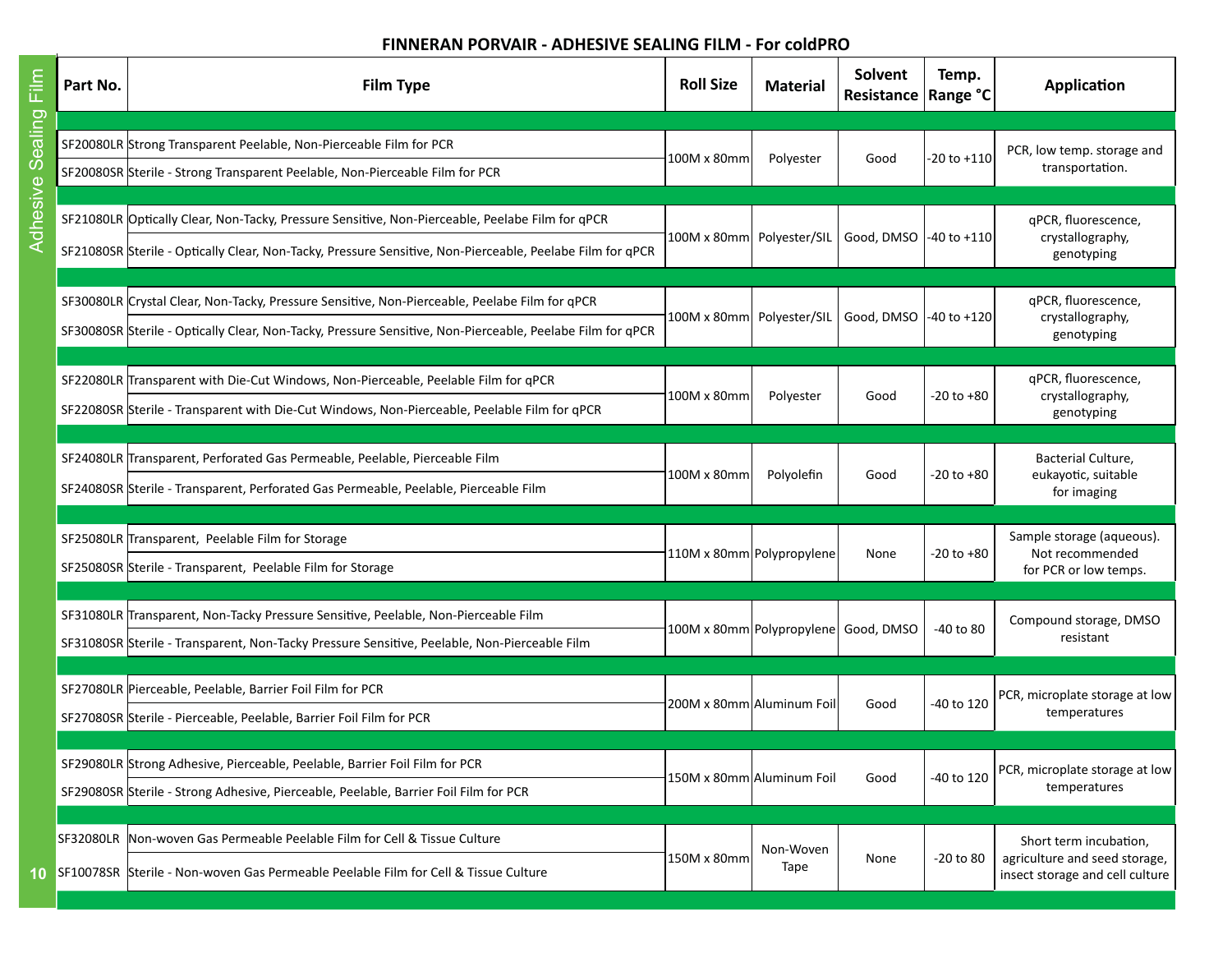## FINNERAN PORVAIR - ADHESIVE SEALING FILM - For coldPRO

| Part No. | Film Type | Roll Size | Material | Solvent Resistance | Temp. Range °C | Application |
|---|---|---|---|---|---|---|
| SF20080LR | Strong Transparent Peelable, Non-Pierceable Film for PCR | 100M x 80mm | Polyester | Good | -20 to +110 | PCR, low temp. storage and transportation. |
| SF20080SR | Sterile - Strong Transparent Peelable, Non-Pierceable Film for PCR | | | | | |
| SF21080LR | Optically Clear, Non-Tacky, Pressure Sensitive, Non-Pierceable, Peelabe Film for qPCR | 100M x 80mm | Polyester/SIL | Good, DMSO | -40 to +110 | qPCR, fluorescence, crystallography, genotyping |
| SF21080SR | Sterile - Optically Clear, Non-Tacky, Pressure Sensitive, Non-Pierceable, Peelabe Film for qPCR | | | | | |
| SF30080LR | Crystal Clear, Non-Tacky, Pressure Sensitive, Non-Pierceable, Peelabe Film for qPCR | 100M x 80mm | Polyester/SIL | Good, DMSO | -40 to +120 | qPCR, fluorescence, crystallography, genotyping |
| SF30080SR | Sterile - Optically Clear, Non-Tacky, Pressure Sensitive, Non-Pierceable, Peelabe Film for qPCR | | | | | |
| SF22080LR | Transparent with Die-Cut Windows, Non-Pierceable, Peelable Film for qPCR | 100M x 80mm | Polyester | Good | -20 to +80 | qPCR, fluorescence, crystallography, genotyping |
| SF22080SR | Sterile - Transparent with Die-Cut Windows, Non-Pierceable, Peelable Film for qPCR | | | | | |
| SF24080LR | Transparent, Perforated Gas Permeable, Peelable, Pierceable Film | 100M x 80mm | Polyolefin | Good | -20 to +80 | Bacterial Culture, eukayotic, suitable for imaging |
| SF24080SR | Sterile - Transparent, Perforated Gas Permeable, Peelable, Pierceable Film | | | | | |
| SF25080LR | Transparent, Peelable Film for Storage | 110M x 80mm | Polypropylene | None | -20 to +80 | Sample storage (aqueous). Not recommended for PCR or low temps. |
| SF25080SR | Sterile - Transparent, Peelable Film for Storage | | | | | |
| SF31080LR | Transparent, Non-Tacky Pressure Sensitive, Peelable, Non-Pierceable Film | 100M x 80mm | Polypropylene | Good, DMSO | -40 to 80 | Compound storage, DMSO resistant |
| SF31080SR | Sterile - Transparent, Non-Tacky Pressure Sensitive, Peelable, Non-Pierceable Film | | | | | |
| SF27080LR | Pierceable, Peelable, Barrier Foil Film for PCR | 200M x 80mm | Aluminum Foil | Good | -40 to 120 | PCR, microplate storage at low temperatures |
| SF27080SR | Sterile - Pierceable, Peelable, Barrier Foil Film for PCR | | | | | |
| SF29080LR | Strong Adhesive, Pierceable, Peelable, Barrier Foil Film for PCR | 150M x 80mm | Aluminum Foil | Good | -40 to 120 | PCR, microplate storage at low temperatures |
| SF29080SR | Sterile - Strong Adhesive, Pierceable, Peelable, Barrier Foil Film for PCR | | | | | |
| SF32080LR | Non-woven Gas Permeable Peelable Film for Cell & Tissue Culture | 150M x 80mm | Non-Woven Tape | None | -20 to 80 | Short term incubation, agriculture and seed storage, insect storage and cell culture |
| SF10078SR | Sterile - Non-woven Gas Permeable Peelable Film for Cell & Tissue Culture | | | | | |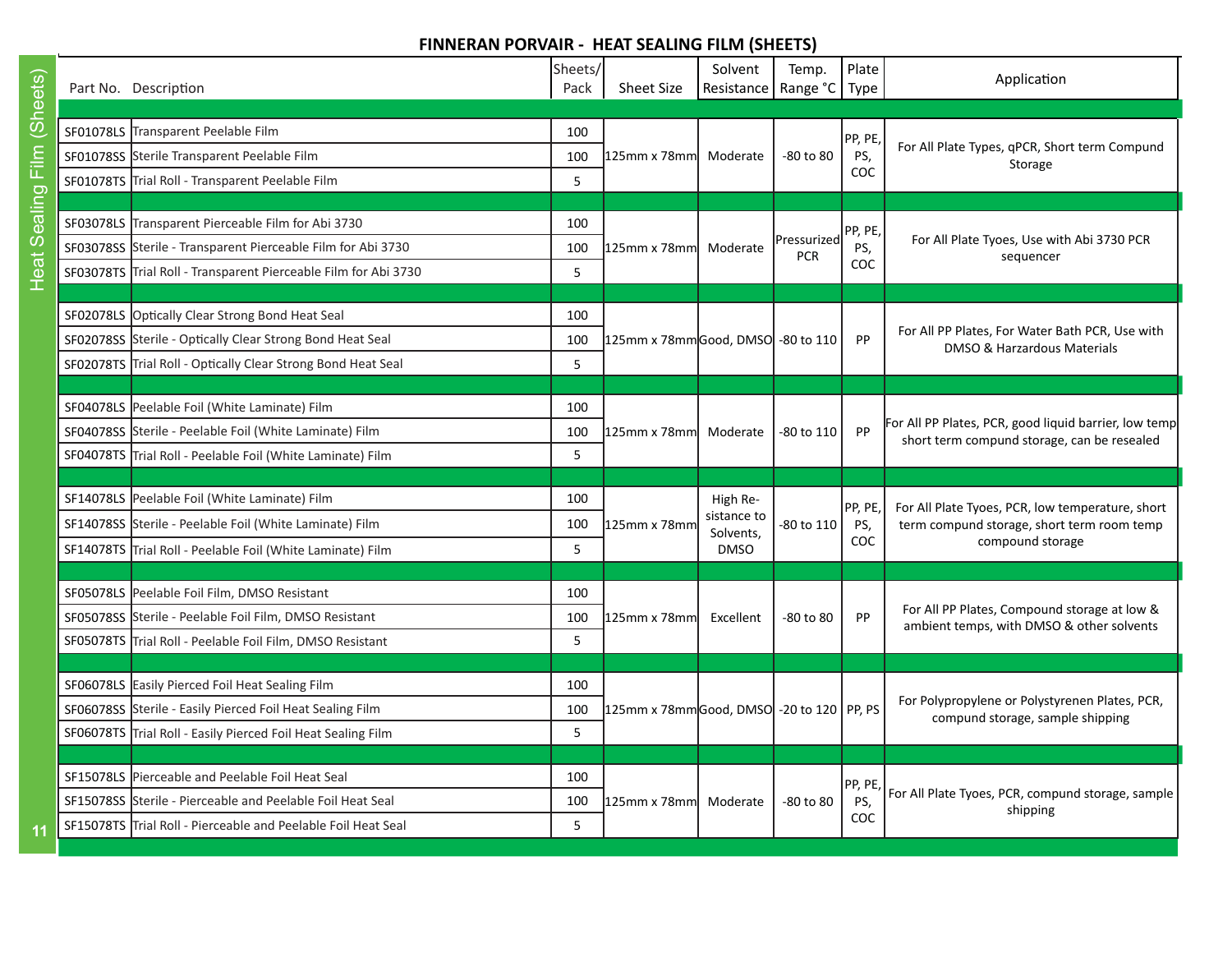# FINNERAN PORVAIR - HEAT SEALING FILM (SHEETS)

| Part No. | Description | Sheets/ Pack | Sheet Size | Solvent Resistance | Temp. Range °C | Plate Type | Application |
|---|---|---|---|---|---|---|---|
| SF01078LS | Transparent Peelable Film | 100 | 125mm x 78mm | Moderate | -80 to 80 | PP, PE, PS, COC | For All Plate Types, qPCR, Short term Compund Storage |
| SF01078SS | Sterile Transparent Peelable Film | 100 | | | | | |
| SF01078TS | Trial Roll - Transparent Peelable Film | 5 | | | | | |
| SF03078LS | Transparent Pierceable Film for Abi 3730 | 100 | 125mm x 78mm | Moderate | Pressurized PCR | PP, PE, PS, COC | For All Plate Tyoes, Use with Abi 3730 PCR sequencer |
| SF03078SS | Sterile - Transparent Pierceable Film for Abi 3730 | 100 | | | | | |
| SF03078TS | Trial Roll - Transparent Pierceable Film for Abi 3730 | 5 | | | | | |
| SF02078LS | Optically Clear Strong Bond Heat Seal | 100 | 125mm x 78mm | Good, DMSO | -80 to 110 | PP | For All PP Plates, For Water Bath PCR, Use with DMSO & Harzardous Materials |
| SF02078SS | Sterile - Optically Clear Strong Bond Heat Seal | 100 | | | | | |
| SF02078TS | Trial Roll - Optically Clear Strong Bond Heat Seal | 5 | | | | | |
| SF04078LS | Peelable Foil (White Laminate) Film | 100 | 125mm x 78mm | Moderate | -80 to 110 | PP | For All PP Plates, PCR, good liquid barrier, low temp short term compund storage, can be resealed |
| SF04078SS | Sterile - Peelable Foil (White Laminate) Film | 100 | | | | | |
| SF04078TS | Trial Roll - Peelable Foil (White Laminate) Film | 5 | | | | | |
| SF14078LS | Peelable Foil (White Laminate) Film | 100 | 125mm x 78mm | High Resistance to Solvents, DMSO | -80 to 110 | PP, PE, PS, COC | For All Plate Tyoes, PCR, low temperature, short term compund storage, short term room temp compound storage |
| SF14078SS | Sterile - Peelable Foil (White Laminate) Film | 100 | | | | | |
| SF14078TS | Trial Roll - Peelable Foil (White Laminate) Film | 5 | | | | | |
| SF05078LS | Peelable Foil Film, DMSO Resistant | 100 | 125mm x 78mm | Excellent | -80 to 80 | PP | For All PP Plates, Compound storage at low & ambient temps, with DMSO & other solvents |
| SF05078SS | Sterile - Peelable Foil Film, DMSO Resistant | 100 | | | | | |
| SF05078TS | Trial Roll - Peelable Foil Film, DMSO Resistant | 5 | | | | | |
| SF06078LS | Easily Pierced Foil Heat Sealing Film | 100 | 125mm x 78mm | Good, DMSO | -20 to 120 | PP, PS | For Polypropylene or Polystyrenen Plates, PCR, compund storage, sample shipping |
| SF06078SS | Sterile - Easily Pierced Foil Heat Sealing Film | 100 | | | | | |
| SF06078TS | Trial Roll - Easily Pierced Foil Heat Sealing Film | 5 | | | | | |
| SF15078LS | Pierceable and Peelable Foil Heat Seal | 100 | 125mm x 78mm | Moderate | -80 to 80 | PP, PE, PS, COC | For All Plate Tyoes, PCR, compund storage, sample shipping |
| SF15078SS | Sterile - Pierceable and Peelable Foil Heat Seal | 100 | | | | | |
| SF15078TS | Trial Roll - Pierceable and Peelable Foil Heat Seal | 5 | | | | | |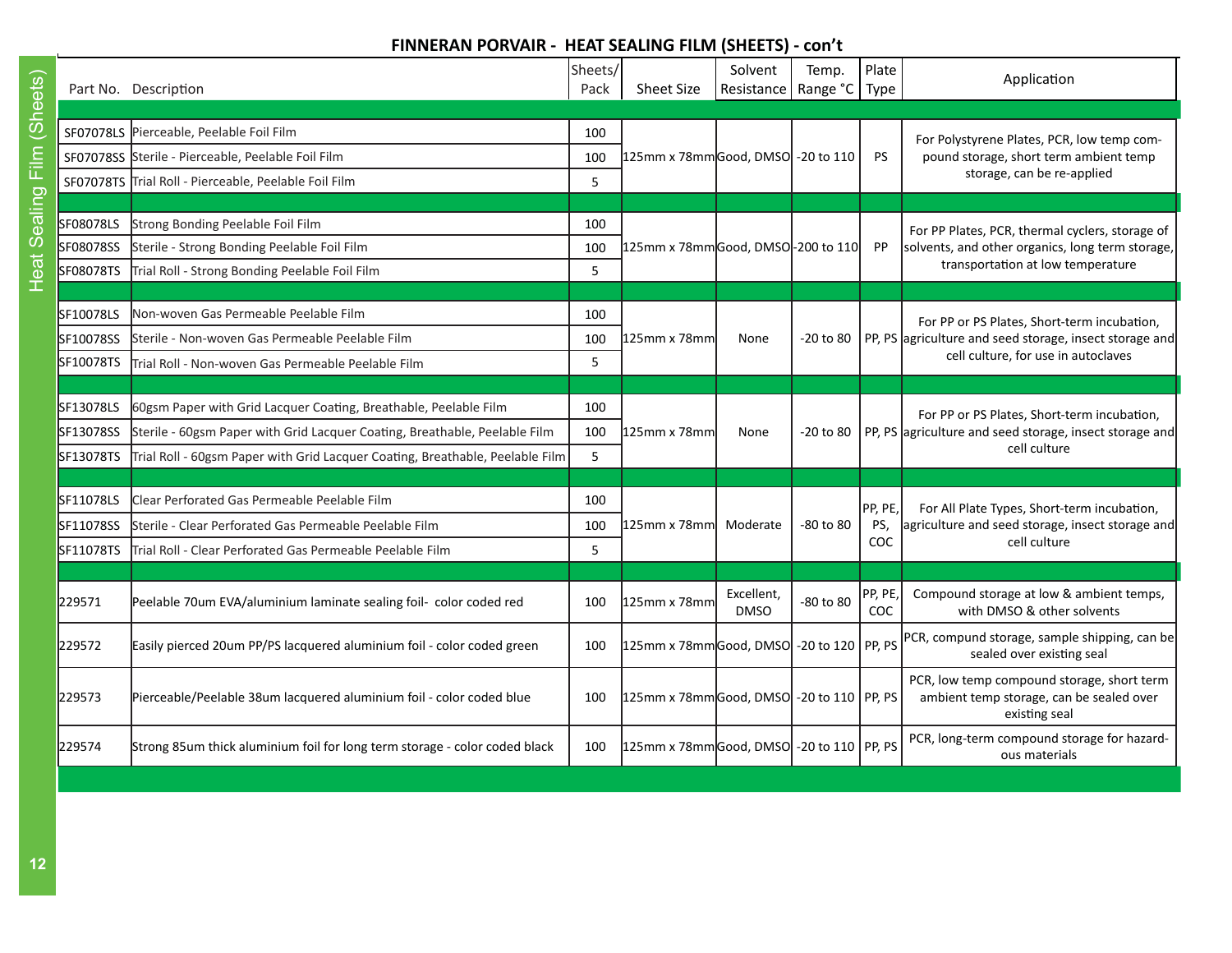## FINNERAN PORVAIR - HEAT SEALING FILM (SHEETS) - con't

| Part No. | Description | Sheets/ Pack | Sheet Size | Solvent Resistance | Temp. Range °C | Plate Type | Application |
|---|---|---|---|---|---|---|---|
| SF07078LS | Pierceable, Peelable Foil Film | 100 | 125mm x 78mm | Good, DMSO | -20 to 110 | PS | For Polystyrene Plates, PCR, low temp compound storage, short term ambient temp storage, can be re-applied |
| SF07078SS | Sterile - Pierceable, Peelable Foil Film | 100 | | | | | |
| SF07078TS | Trial Roll - Pierceable, Peelable Foil Film | 5 | | | | | |
| SF08078LS | Strong Bonding Peelable Foil Film | 100 | 125mm x 78mm | Good, DMSO | -200 to 110 | PP | For PP Plates, PCR, thermal cyclers, storage of solvents, and other organics, long term storage, transportation at low temperature |
| SF08078SS | Sterile - Strong Bonding Peelable Foil Film | 100 | | | | | |
| SF08078TS | Trial Roll - Strong Bonding Peelable Foil Film | 5 | | | | | |
| SF10078LS | Non-woven Gas Permeable Peelable Film | 100 | 125mm x 78mm | None | -20 to 80 | PP, PS | For PP or PS Plates, Short-term incubation, agriculture and seed storage, insect storage and cell culture, for use in autoclaves |
| SF10078SS | Sterile - Non-woven Gas Permeable Peelable Film | 100 | | | | | |
| SF10078TS | Trial Roll - Non-woven Gas Permeable Peelable Film | 5 | | | | | |
| SF13078LS | 60gsm Paper with Grid Lacquer Coating, Breathable, Peelable Film | 100 | 125mm x 78mm | None | -20 to 80 | PP, PS | For PP or PS Plates, Short-term incubation, agriculture and seed storage, insect storage and cell culture |
| SF13078SS | Sterile - 60gsm Paper with Grid Lacquer Coating, Breathable, Peelable Film | 100 | | | | | |
| SF13078TS | Trial Roll - 60gsm Paper with Grid Lacquer Coating, Breathable, Peelable Film | 5 | | | | | |
| SF11078LS | Clear Perforated Gas Permeable Peelable Film | 100 | 125mm x 78mm | Moderate | -80 to 80 | PP, PE, PS, COC | For All Plate Types, Short-term incubation, agriculture and seed storage, insect storage and cell culture |
| SF11078SS | Sterile - Clear Perforated Gas Permeable Peelable Film | 100 | | | | | |
| SF11078TS | Trial Roll - Clear Perforated Gas Permeable Peelable Film | 5 | | | | | |
| 229571 | Peelable 70um EVA/aluminium laminate sealing foil- color coded red | 100 | 125mm x 78mm | Excellent, DMSO | -80 to 80 | PP, PE, COC | Compound storage at low & ambient temps, with DMSO & other solvents |
| 229572 | Easily pierced 20um PP/PS lacquered aluminium foil - color coded green | 100 | 125mm x 78mm | Good, DMSO | -20 to 120 | PP, PS | PCR, compund storage, sample shipping, can be sealed over existing seal |
| 229573 | Pierceable/Peelable 38um lacquered aluminium foil - color coded blue | 100 | 125mm x 78mm | Good, DMSO | -20 to 110 | PP, PS | PCR, low temp compound storage, short term ambient temp storage, can be sealed over existing seal |
| 229574 | Strong 85um thick aluminium foil for long term storage - color coded black | 100 | 125mm x 78mm | Good, DMSO | -20 to 110 | PP, PS | PCR, long-term compound storage for hazardous materials |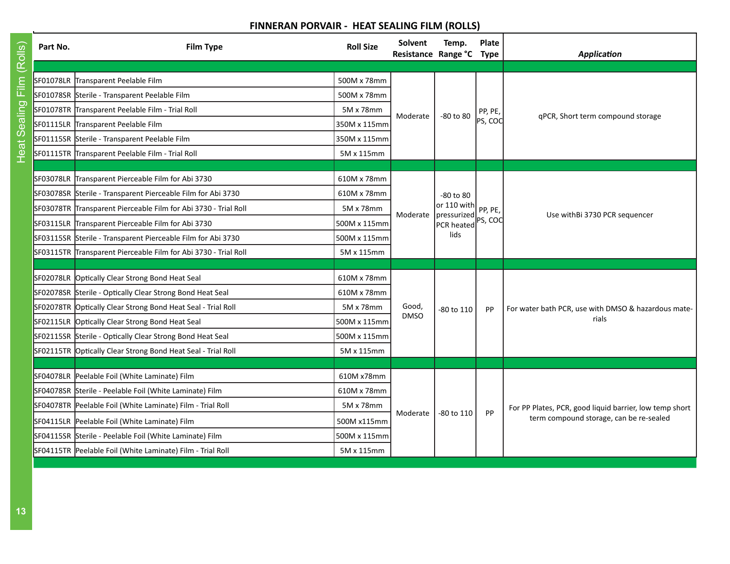## FINNERAN PORVAIR - HEAT SEALING FILM (ROLLS)

| Part No. | Film Type | Roll Size | Solvent Resistance | Temp. Range °C | Plate Type | *Application* |
|---|---|---|---|---|---|---|
| SF01078LR | Transparent Peelable Film | 500M x 78mm | Moderate | -80 to 80 | PP, PE, PS, COC | qPCR, Short term compound storage |
| SF01078SR | Sterile - Transparent Peelable Film | 500M x 78mm | | | | |
| SF01078TR | Transparent Peelable Film - Trial Roll | 5M x 78mm | | | | |
| SF01115LR | Transparent Peelable Film | 350M x 115mm | | | | |
| SF01115SR | Sterile - Transparent Peelable Film | 350M x 115mm | | | | |
| SF01115TR | Transparent Peelable Film - Trial Roll | 5M x 115mm | | | | |
| SF03078LR | Transparent Pierceable Film for Abi 3730 | 610M x 78mm | Moderate | -80 to 80 or 110 with pressurized PCR heated lids | PP, PE, PS, COC | Use withBi 3730 PCR sequencer |
| SF03078SR | Sterile - Transparent Pierceable Film for Abi 3730 | 610M x 78mm | | | | |
| SF03078TR | Transparent Pierceable Film for Abi 3730 - Trial Roll | 5M x 78mm | | | | |
| SF03115LR | Transparent Pierceable Film for Abi 3730 | 500M x 115mm | | | | |
| SF03115SR | Sterile - Transparent Pierceable Film for Abi 3730 | 500M x 115mm | | | | |
| SF03115TR | Transparent Pierceable Film for Abi 3730 - Trial Roll | 5M x 115mm | | | | |
| SF02078LR | Optically Clear Strong Bond Heat Seal | 610M x 78mm | Good, DMSO | -80 to 110 | PP | For water bath PCR, use with DMSO & hazardous materials |
| SF02078SR | Sterile - Optically Clear Strong Bond Heat Seal | 610M x 78mm | | | | |
| SF02078TR | Optically Clear Strong Bond Heat Seal - Trial Roll | 5M x 78mm | | | | |
| SF02115LR | Optically Clear Strong Bond Heat Seal | 500M x 115mm | | | | |
| SF02115SR | Sterile - Optically Clear Strong Bond Heat Seal | 500M x 115mm | | | | |
| SF02115TR | Optically Clear Strong Bond Heat Seal - Trial Roll | 5M x 115mm | | | | |
| SF04078LR | Peelable Foil (White Laminate) Film | 610M x78mm | Moderate | -80 to 110 | PP | For PP Plates, PCR, good liquid barrier, low temp short term compound storage, can be re-sealed |
| SF04078SR | Sterile - Peelable Foil (White Laminate) Film | 610M x 78mm | | | | |
| SF04078TR | Peelable Foil (White Laminate) Film - Trial Roll | 5M x 78mm | | | | |
| SF04115LR | Peelable Foil (White Laminate) Film | 500M x115mm | | | | |
| SF04115SR | Sterile - Peelable Foil (White Laminate) Film | 500M x 115mm | | | | |
| SF04115TR | Peelable Foil (White Laminate) Film - Trial Roll | 5M x 115mm | | | | |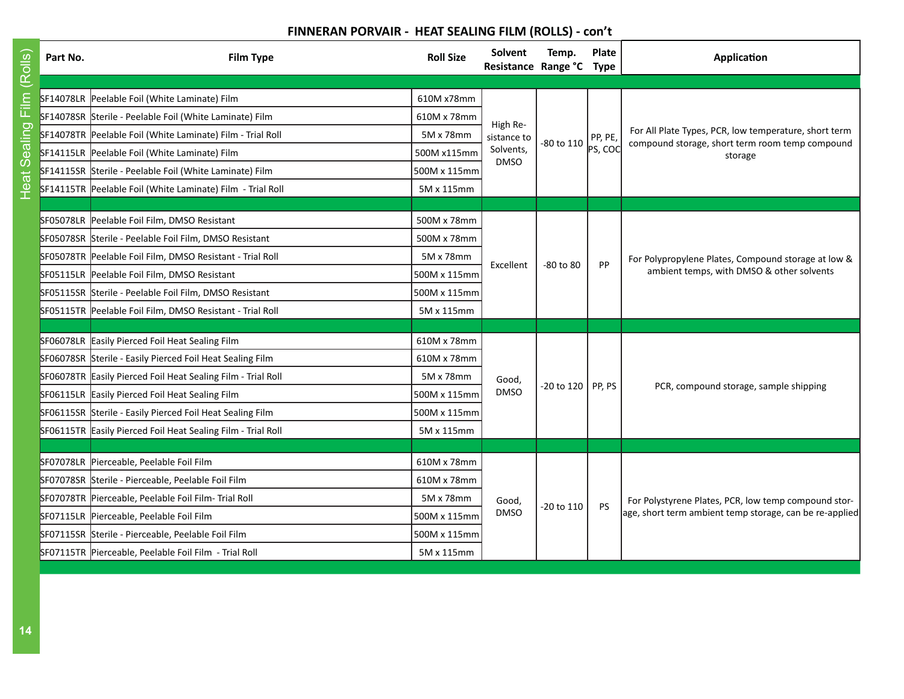## FINNERAN PORVAIR - HEAT SEALING FILM (ROLLS) - con't

| Part No. | Film Type | Roll Size | Solvent Resistance | Temp. Range °C | Plate Type | Application |
|---|---|---|---|---|---|---|
| SF14078LR | Peelable Foil (White Laminate) Film | 610M x78mm | High Resistance to Solvents, DMSO | -80 to 110 | PP, PE, PS, COC | For All Plate Types, PCR, low temperature, short term compound storage, short term room temp compound storage |
| SF14078SR | Sterile - Peelable Foil (White Laminate) Film | 610M x 78mm | | | | |
| SF14078TR | Peelable Foil (White Laminate) Film - Trial Roll | 5M x 78mm | | | | |
| SF14115LR | Peelable Foil (White Laminate) Film | 500M x115mm | | | | |
| SF14115SR | Sterile - Peelable Foil (White Laminate) Film | 500M x 115mm | | | | |
| SF14115TR | Peelable Foil (White Laminate) Film - Trial Roll | 5M x 115mm | | | | |
| SF05078LR | Peelable Foil Film, DMSO Resistant | 500M x 78mm | Excellent | -80 to 80 | PP | For Polypropylene Plates, Compound storage at low & ambient temps, with DMSO & other solvents |
| SF05078SR | Sterile - Peelable Foil Film, DMSO Resistant | 500M x 78mm | | | | |
| SF05078TR | Peelable Foil Film, DMSO Resistant - Trial Roll | 5M x 78mm | | | | |
| SF05115LR | Peelable Foil Film, DMSO Resistant | 500M x 115mm | | | | |
| SF05115SR | Sterile - Peelable Foil Film, DMSO Resistant | 500M x 115mm | | | | |
| SF05115TR | Peelable Foil Film, DMSO Resistant - Trial Roll | 5M x 115mm | | | | |
| SF06078LR | Easily Pierced Foil Heat Sealing Film | 610M x 78mm | Good, DMSO | -20 to 120 | PP, PS | PCR, compound storage, sample shipping |
| SF06078SR | Sterile - Easily Pierced Foil Heat Sealing Film | 610M x 78mm | | | | |
| SF06078TR | Easily Pierced Foil Heat Sealing Film - Trial Roll | 5M x 78mm | | | | |
| SF06115LR | Easily Pierced Foil Heat Sealing Film | 500M x 115mm | | | | |
| SF06115SR | Sterile - Easily Pierced Foil Heat Sealing Film | 500M x 115mm | | | | |
| SF06115TR | Easily Pierced Foil Heat Sealing Film - Trial Roll | 5M x 115mm | | | | |
| SF07078LR | Pierceable, Peelable Foil Film | 610M x 78mm | Good, DMSO | -20 to 110 | PS | For Polystyrene Plates, PCR, low temp compound storage, short term ambient temp storage, can be re-applied |
| SF07078SR | Sterile - Pierceable, Peelable Foil Film | 610M x 78mm | | | | |
| SF07078TR | Pierceable, Peelable Foil Film- Trial Roll | 5M x 78mm | | | | |
| SF07115LR | Pierceable, Peelable Foil Film | 500M x 115mm | | | | |
| SF07115SR | Sterile - Pierceable, Peelable Foil Film | 500M x 115mm | | | | |
| SF07115TR | Pierceable, Peelable Foil Film - Trial Roll | 5M x 115mm | | | | |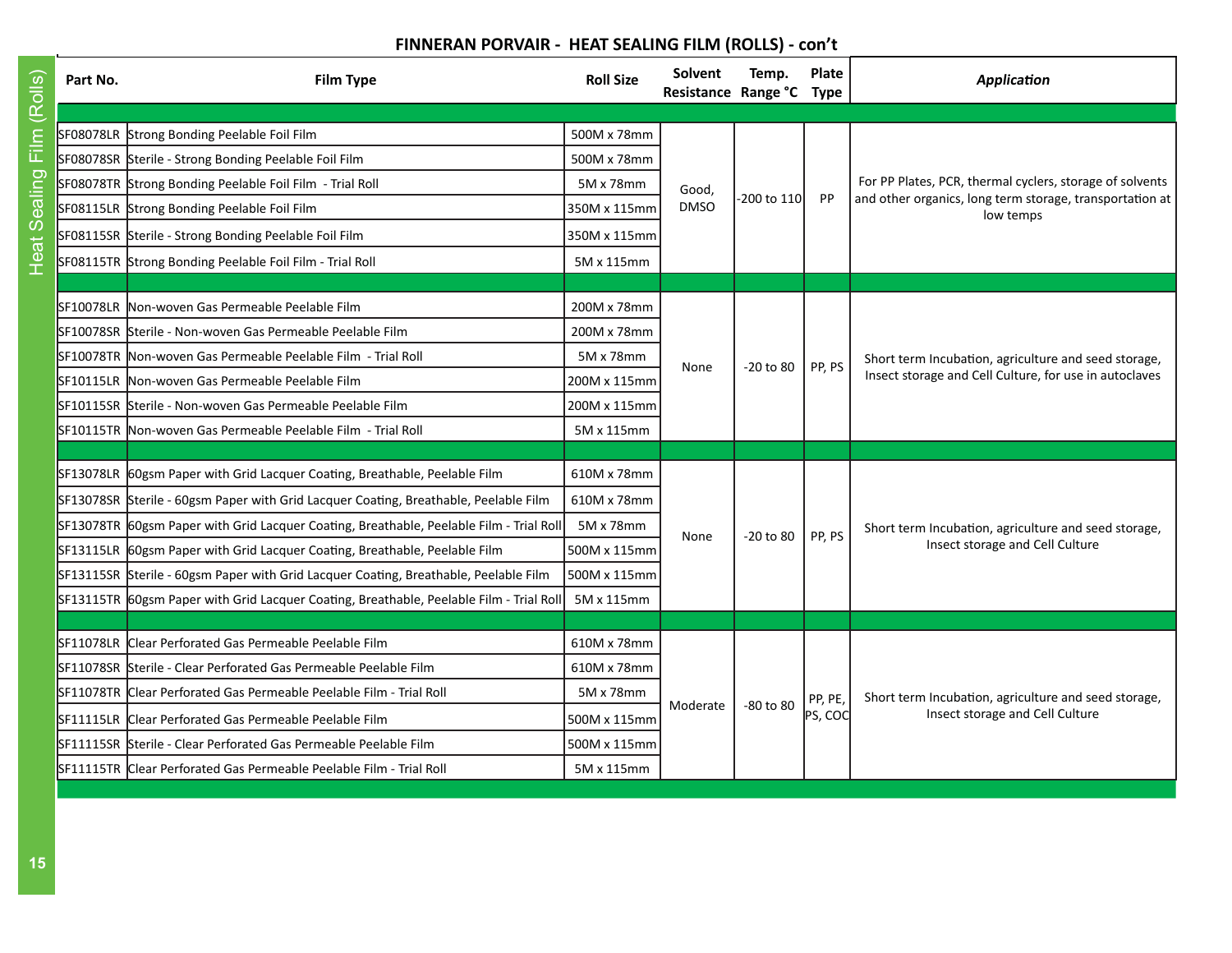## FINNERAN PORVAIR - HEAT SEALING FILM (ROLLS) - con't

| Part No. | Film Type | Roll Size | Solvent Resistance | Temp. Range °C | Plate Type | *Application* |
|---|---|---|---|---|---|---|
| SF08078LR | Strong Bonding Peelable Foil Film | 500M x 78mm | Good, DMSO | -200 to 110 | PP | For PP Plates, PCR, thermal cyclers, storage of solvents and other organics, long term storage, transportation at low temps |
| SF08078SR | Sterile - Strong Bonding Peelable Foil Film | 500M x 78mm | | | | |
| SF08078TR | Strong Bonding Peelable Foil Film - Trial Roll | 5M x 78mm | | | | |
| SF08115LR | Strong Bonding Peelable Foil Film | 350M x 115mm | | | | |
| SF08115SR | Sterile - Strong Bonding Peelable Foil Film | 350M x 115mm | | | | |
| SF08115TR | Strong Bonding Peelable Foil Film - Trial Roll | 5M x 115mm | | | | |
| SF10078LR | Non-woven Gas Permeable Peelable Film | 200M x 78mm | None | -20 to 80 | PP, PS | Short term Incubation, agriculture and seed storage, Insect storage and Cell Culture, for use in autoclaves |
| SF10078SR | Sterile - Non-woven Gas Permeable Peelable Film | 200M x 78mm | | | | |
| SF10078TR | Non-woven Gas Permeable Peelable Film - Trial Roll | 5M x 78mm | | | | |
| SF10115LR | Non-woven Gas Permeable Peelable Film | 200M x 115mm | | | | |
| SF10115SR | Sterile - Non-woven Gas Permeable Peelable Film | 200M x 115mm | | | | |
| SF10115TR | Non-woven Gas Permeable Peelable Film - Trial Roll | 5M x 115mm | | | | |
| SF13078LR | 60gsm Paper with Grid Lacquer Coating, Breathable, Peelable Film | 610M x 78mm | None | -20 to 80 | PP, PS | Short term Incubation, agriculture and seed storage, Insect storage and Cell Culture |
| SF13078SR | Sterile - 60gsm Paper with Grid Lacquer Coating, Breathable, Peelable Film | 610M x 78mm | | | | |
| SF13078TR | 60gsm Paper with Grid Lacquer Coating, Breathable, Peelable Film - Trial Roll | 5M x 78mm | | | | |
| SF13115LR | 60gsm Paper with Grid Lacquer Coating, Breathable, Peelable Film | 500M x 115mm | | | | |
| SF13115SR | Sterile - 60gsm Paper with Grid Lacquer Coating, Breathable, Peelable Film | 500M x 115mm | | | | |
| SF13115TR | 60gsm Paper with Grid Lacquer Coating, Breathable, Peelable Film - Trial Roll | 5M x 115mm | | | | |
| SF11078LR | Clear Perforated Gas Permeable Peelable Film | 610M x 78mm | Moderate | -80 to 80 | PP, PE, PS, COC | Short term Incubation, agriculture and seed storage, Insect storage and Cell Culture |
| SF11078SR | Sterile - Clear Perforated Gas Permeable Peelable Film | 610M x 78mm | | | | |
| SF11078TR | Clear Perforated Gas Permeable Peelable Film - Trial Roll | 5M x 78mm | | | | |
| SF11115LR | Clear Perforated Gas Permeable Peelable Film | 500M x 115mm | | | | |
| SF11115SR | Sterile - Clear Perforated Gas Permeable Peelable Film | 500M x 115mm | | | | |
| SF11115TR | Clear Perforated Gas Permeable Peelable Film - Trial Roll | 5M x 115mm | | | | |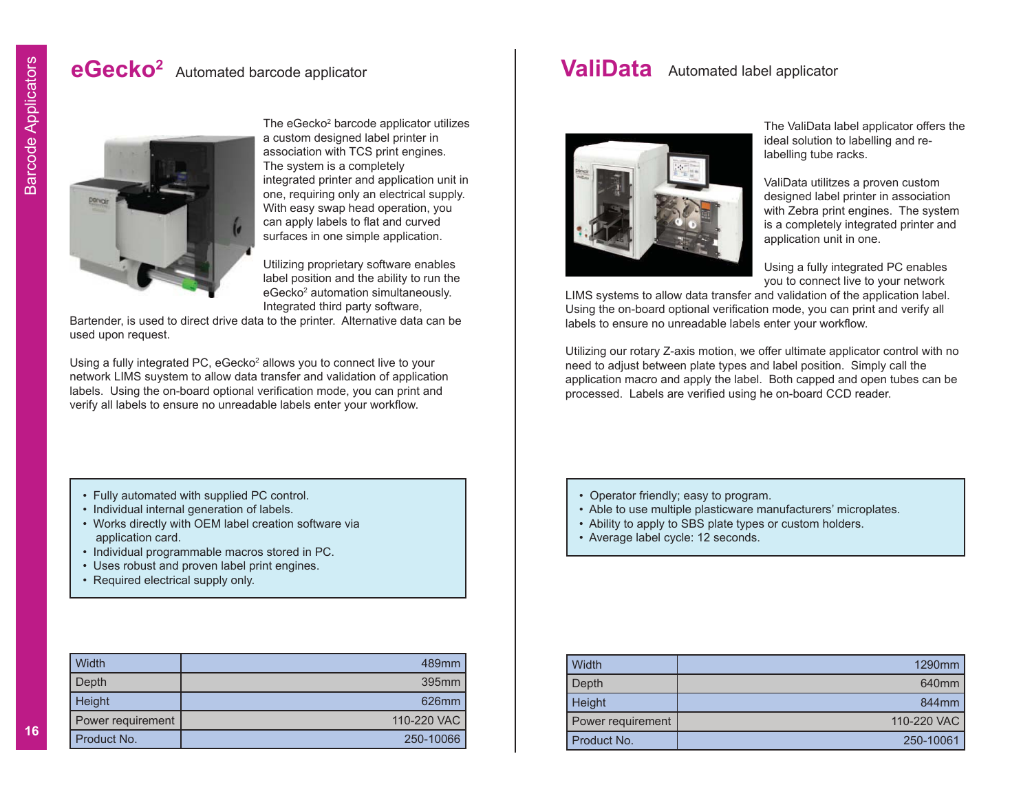# eGecko² Automated barcode applicator

The eGecko² barcode applicator utilizes a custom designed label printer in association with TCS print engines. The system is a completely integrated printer and application unit in one, requiring only an electrical supply. With easy swap head operation, you can apply labels to flat and curved surfaces in one simple application.

Utilizing proprietary software enables label position and the ability to run the eGecko² automation simultaneously. Integrated third party software, Bartender, is used to direct drive data to the printer. Alternative data can be used upon request.

Using a fully integrated PC, eGecko² allows you to connect live to your network LIMS suystem to allow data transfer and validation of application labels. Using the on-board optional verification mode, you can print and verify all labels to ensure no unreadable labels enter your workflow.

- Fully automated with supplied PC control.
- Individual internal generation of labels.
- Works directly with OEM label creation software via application card.
- Individual programmable macros stored in PC.
- Uses robust and proven label print engines.
- Required electrical supply only.

| Width | 489mm |
|---|---|
| Depth | 395mm |
| Height | 626mm |
| Power requirement | 110-220 VAC |
| Product No. | 250-10066 |

# ValiData Automated label applicator

The ValiData label applicator offers the ideal solution to labelling and re-labelling tube racks.

ValiData utilitzes a proven custom designed label printer in association with Zebra print engines. The system is a completely integrated printer and application unit in one.

Using a fully integrated PC enables you to connect live to your network LIMS systems to allow data transfer and validation of the application label. Using the on-board optional verification mode, you can print and verify all labels to ensure no unreadable labels enter your workflow.

Utilizing our rotary Z-axis motion, we offer ultimate applicator control with no need to adjust between plate types and label position. Simply call the application macro and apply the label. Both capped and open tubes can be processed. Labels are verified using he on-board CCD reader.

- Operator friendly; easy to program.
- Able to use multiple plasticware manufacturers' microplates.
- Ability to apply to SBS plate types or custom holders.
- Average label cycle: 12 seconds.

| Width | 1290mm |
|---|---|
| Depth | 640mm |
| Height | 844mm |
| Power requirement | 110-220 VAC |
| Product No. | 250-10061 |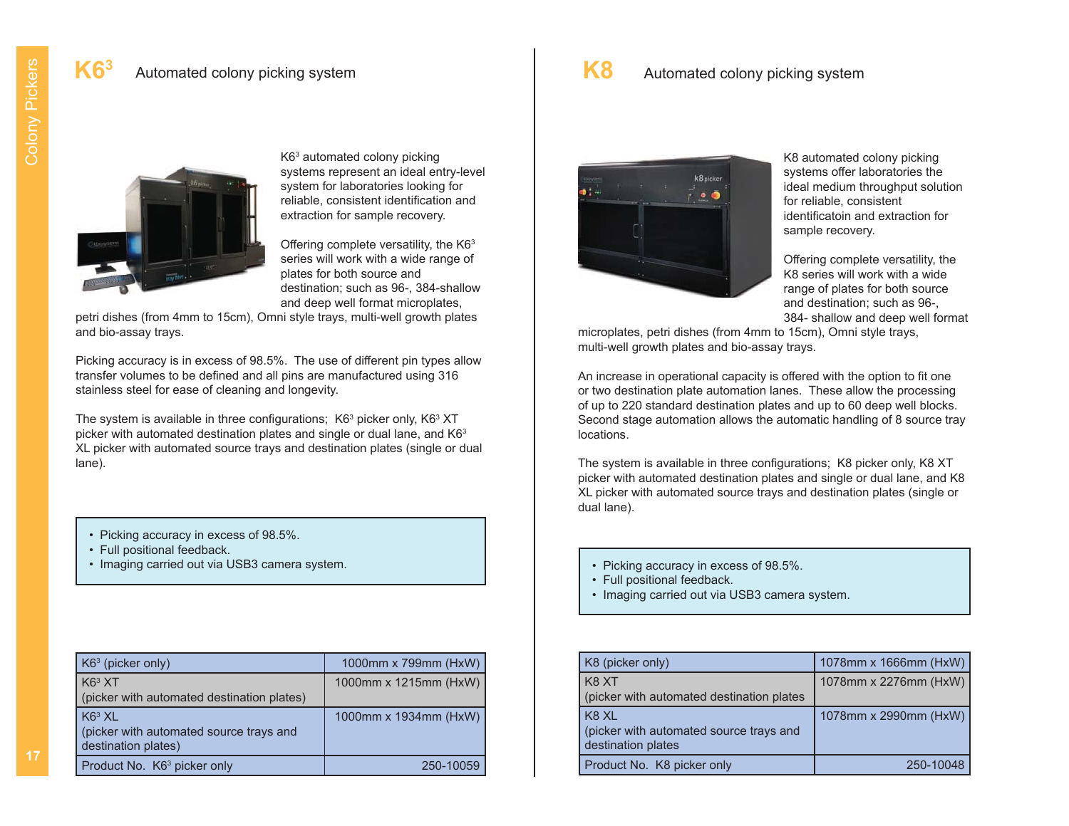# K6$^3$ Automated colony picking system

K6$^3$ automated colony picking systems represent an ideal entry-level system for laboratories looking for reliable, consistent identification and extraction for sample recovery.

Offering complete versatility, the K6$^3$ series will work with a wide range of plates for both source and destination; such as 96-, 384-shallow and deep well format microplates, petri dishes (from 4mm to 15cm), Omni style trays, multi-well growth plates and bio-assay trays.

Picking accuracy is in excess of 98.5%. The use of different pin types allow transfer volumes to be defined and all pins are manufactured using 316 stainless steel for ease of cleaning and longevity.

The system is available in three configurations; K6$^3$ picker only, K6$^3$ XT picker with automated destination plates and single or dual lane, and K6$^3$ XL picker with automated source trays and destination plates (single or dual lane).

- Picking accuracy in excess of 98.5%.
- Full positional feedback.
- Imaging carried out via USB3 camera system.

| K6$^3$ (picker only) | 1000mm x 799mm (HxW) |
|---|---|
| K6$^3$ XT (picker with automated destination plates) | 1000mm x 1215mm (HxW) |
| K6$^3$ XL (picker with automated source trays and destination plates) | 1000mm x 1934mm (HxW) |
| Product No. K6$^3$ picker only | 250-10059 |

# K8 Automated colony picking system

K8 automated colony picking systems offer laboratories the ideal medium throughput solution for reliable, consistent identificatoin and extraction for sample recovery.

Offering complete versatility, the K8 series will work with a wide range of plates for both source and destination; such as 96-, 384- shallow and deep well format microplates, petri dishes (from 4mm to 15cm), Omni style trays, multi-well growth plates and bio-assay trays.

An increase in operational capacity is offered with the option to fit one or two destination plate automation lanes. These allow the processing of up to 220 standard destination plates and up to 60 deep well blocks. Second stage automation allows the automatic handling of 8 source tray locations.

The system is available in three configurations; K8 picker only, K8 XT picker with automated destination plates and single or dual lane, and K8 XL picker with automated source trays and destination plates (single or dual lane).

- Picking accuracy in excess of 98.5%.
- Full positional feedback.
- Imaging carried out via USB3 camera system.

| K8 (picker only) | 1078mm x 1666mm (HxW) |
|---|---|
| K8 XT (picker with automated destination plates | 1078mm x 2276mm (HxW) |
| K8 XL (picker with automated source trays and destination plates | 1078mm x 2990mm (HxW) |
| Product No. K8 picker only | 250-10048 |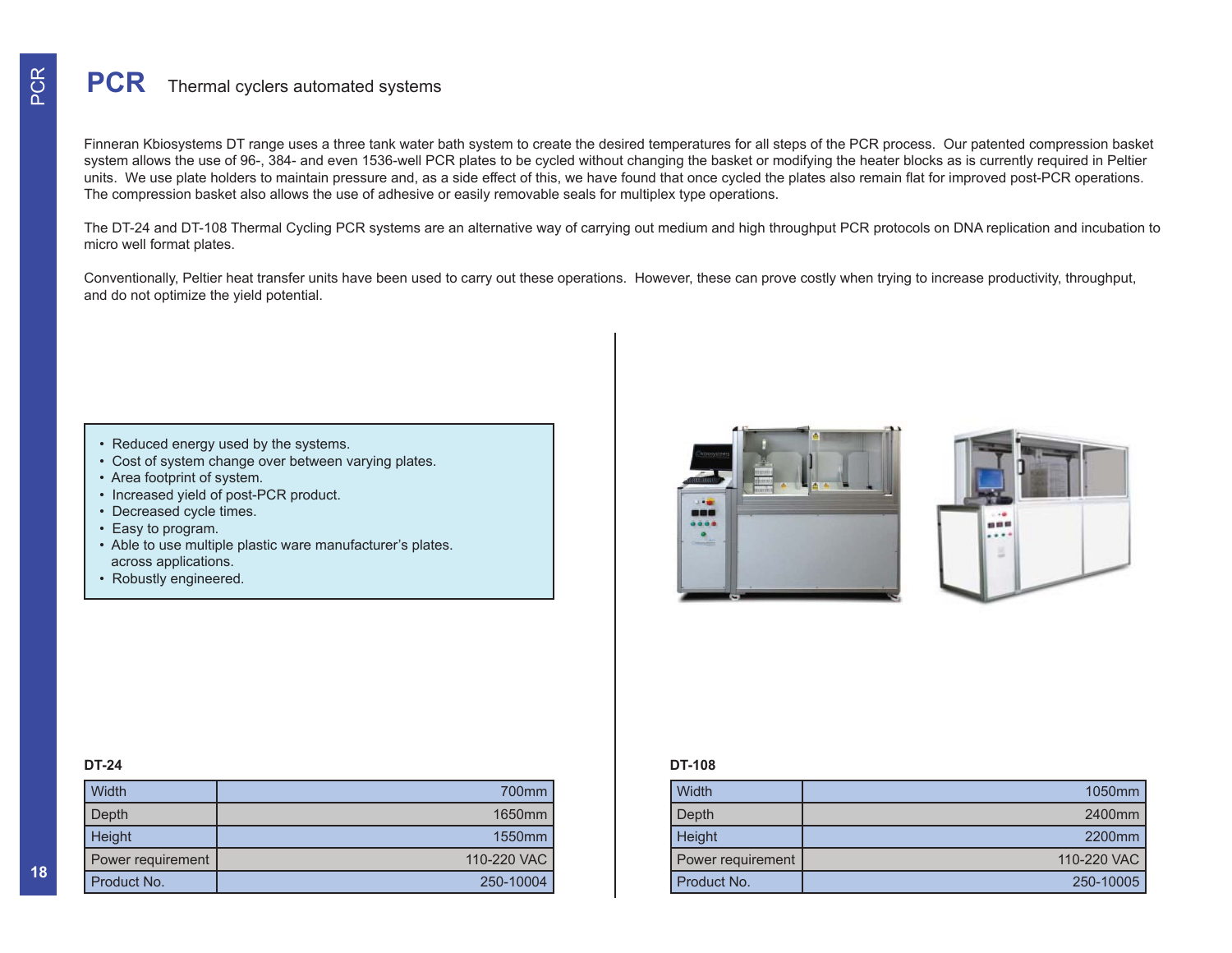# PCR Thermal cyclers automated systems

Finneran Kbiosystems DT range uses a three tank water bath system to create the desired temperatures for all steps of the PCR process. Our patented compression basket system allows the use of 96-, 384- and even 1536-well PCR plates to be cycled without changing the basket or modifying the heater blocks as is currently required in Peltier units. We use plate holders to maintain pressure and, as a side effect of this, we have found that once cycled the plates also remain flat for improved post-PCR operations. The compression basket also allows the use of adhesive or easily removable seals for multiplex type operations.

The DT-24 and DT-108 Thermal Cycling PCR systems are an alternative way of carrying out medium and high throughput PCR protocols on DNA replication and incubation to micro well format plates.

Conventionally, Peltier heat transfer units have been used to carry out these operations. However, these can prove costly when trying to increase productivity, throughput, and do not optimize the yield potential.

- Reduced energy used by the systems.
- Cost of system change over between varying plates.
- Area footprint of system.
- Increased yield of post-PCR product.
- Decreased cycle times.
- Easy to program.
- Able to use multiple plastic ware manufacturer's plates. across applications.
- Robustly engineered.

**DT-24**

| | |
|---|---|
| Width | 700mm |
| Depth | 1650mm |
| Height | 1550mm |
| Power requirement | 110-220 VAC |
| Product No. | 250-10004 |

**DT-108**

| | |
|---|---|
| Width | 1050mm |
| Depth | 2400mm |
| Height | 2200mm |
| Power requirement | 110-220 VAC |
| Product No. | 250-10005 |